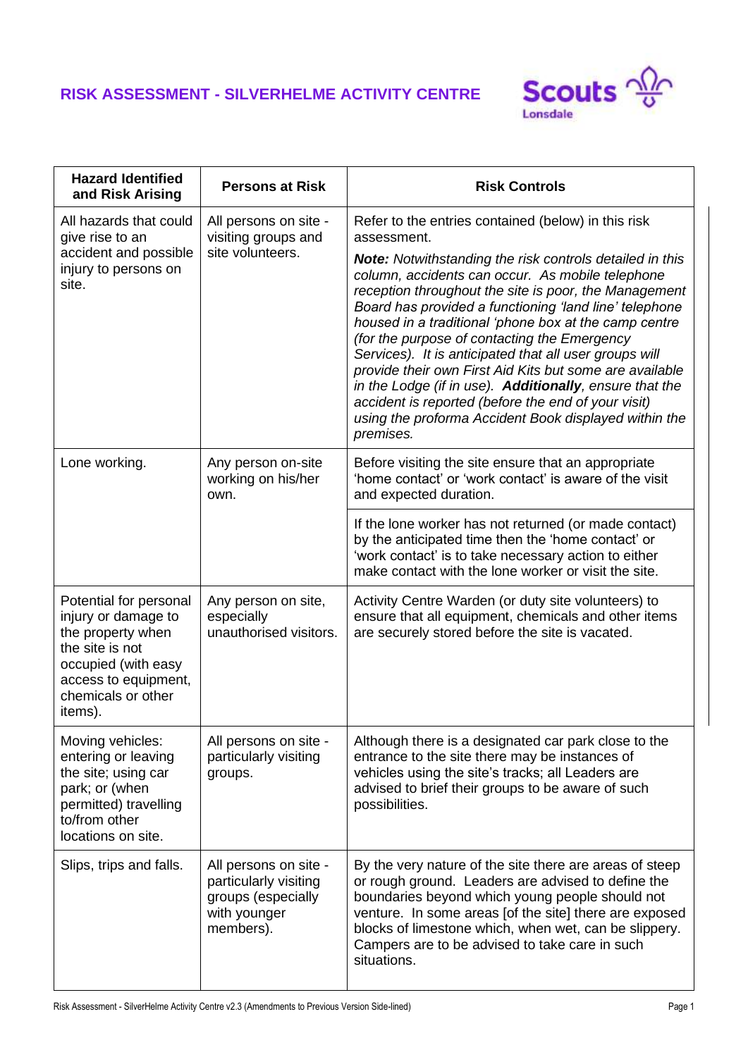# RISK ASSESSMENT - SILVERHELME ACTIVITY CENTRE

| Hazard Identified and Risk Arising | Persons at Risk | Risk Controls |
|---|---|---|
| All hazards that could give rise to an accident and possible injury to persons on site. | All persons on site - visiting groups and site volunteers. | Refer to the entries contained (below) in this risk assessment.<br><br>***Note:** Notwithstanding the risk controls detailed in this column, accidents can occur. As mobile telephone reception throughout the site is poor, the Management Board has provided a functioning 'land line' telephone housed in a traditional 'phone box at the camp centre (for the purpose of contacting the Emergency Services). It is anticipated that all user groups will provide their own First Aid Kits but some are available in the Lodge (if in use). **Additionally**, ensure that the accident is reported (before the end of your visit) using the proforma Accident Book displayed within the premises.* |
| Lone working. | Any person on-site working on his/her own. | Before visiting the site ensure that an appropriate 'home contact' or 'work contact' is aware of the visit and expected duration. |
| | | If the lone worker has not returned (or made contact) by the anticipated time then the 'home contact' or 'work contact' is to take necessary action to either make contact with the lone worker or visit the site. |
| Potential for personal injury or damage to the property when the site is not occupied (with easy access to equipment, chemicals or other items). | Any person on site, especially unauthorised visitors. | Activity Centre Warden (or duty site volunteers) to ensure that all equipment, chemicals and other items are securely stored before the site is vacated. |
| Moving vehicles: entering or leaving the site; using car park; or (when permitted) travelling to/from other locations on site. | All persons on site - particularly visiting groups. | Although there is a designated car park close to the entrance to the site there may be instances of vehicles using the site's tracks; all Leaders are advised to brief their groups to be aware of such possibilities. |
| Slips, trips and falls. | All persons on site - particularly visiting groups (especially with younger members). | By the very nature of the site there are areas of steep or rough ground. Leaders are advised to define the boundaries beyond which young people should not venture. In some areas [of the site] there are exposed blocks of limestone which, when wet, can be slippery. Campers are to be advised to take care in such situations. |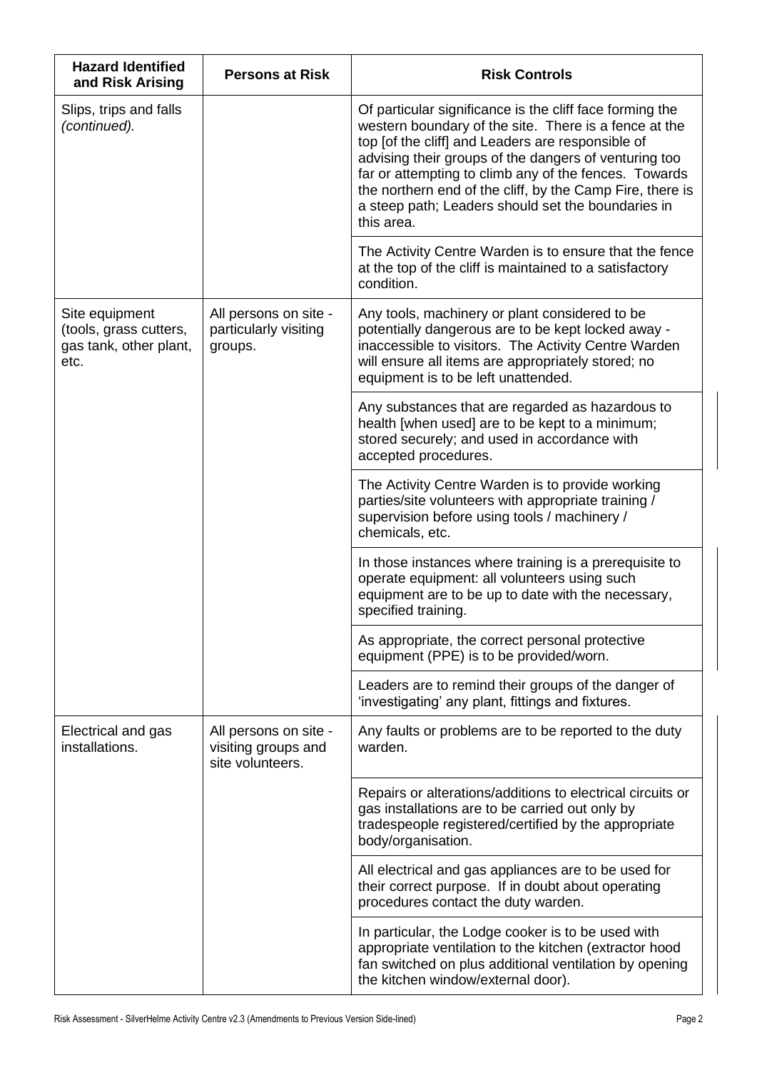| Hazard Identified and Risk Arising | Persons at Risk | Risk Controls |
|---|---|---|
| Slips, trips and falls *(continued).* | | Of particular significance is the cliff face forming the western boundary of the site. There is a fence at the top [of the cliff] and Leaders are responsible of advising their groups of the dangers of venturing too far or attempting to climb any of the fences. Towards the northern end of the cliff, by the Camp Fire, there is a steep path; Leaders should set the boundaries in this area. |
| | | The Activity Centre Warden is to ensure that the fence at the top of the cliff is maintained to a satisfactory condition. |
| Site equipment (tools, grass cutters, gas tank, other plant, etc. | All persons on site - particularly visiting groups. | Any tools, machinery or plant considered to be potentially dangerous are to be kept locked away - inaccessible to visitors. The Activity Centre Warden will ensure all items are appropriately stored; no equipment is to be left unattended. |
| | | Any substances that are regarded as hazardous to health [when used] are to be kept to a minimum; stored securely; and used in accordance with accepted procedures. |
| | | The Activity Centre Warden is to provide working parties/site volunteers with appropriate training / supervision before using tools / machinery / chemicals, etc. |
| | | In those instances where training is a prerequisite to operate equipment: all volunteers using such equipment are to be up to date with the necessary, specified training. |
| | | As appropriate, the correct personal protective equipment (PPE) is to be provided/worn. |
| | | Leaders are to remind their groups of the danger of 'investigating' any plant, fittings and fixtures. |
| Electrical and gas installations. | All persons on site - visiting groups and site volunteers. | Any faults or problems are to be reported to the duty warden. |
| | | Repairs or alterations/additions to electrical circuits or gas installations are to be carried out only by tradespeople registered/certified by the appropriate body/organisation. |
| | | All electrical and gas appliances are to be used for their correct purpose. If in doubt about operating procedures contact the duty warden. |
| | | In particular, the Lodge cooker is to be used with appropriate ventilation to the kitchen (extractor hood fan switched on plus additional ventilation by opening the kitchen window/external door). |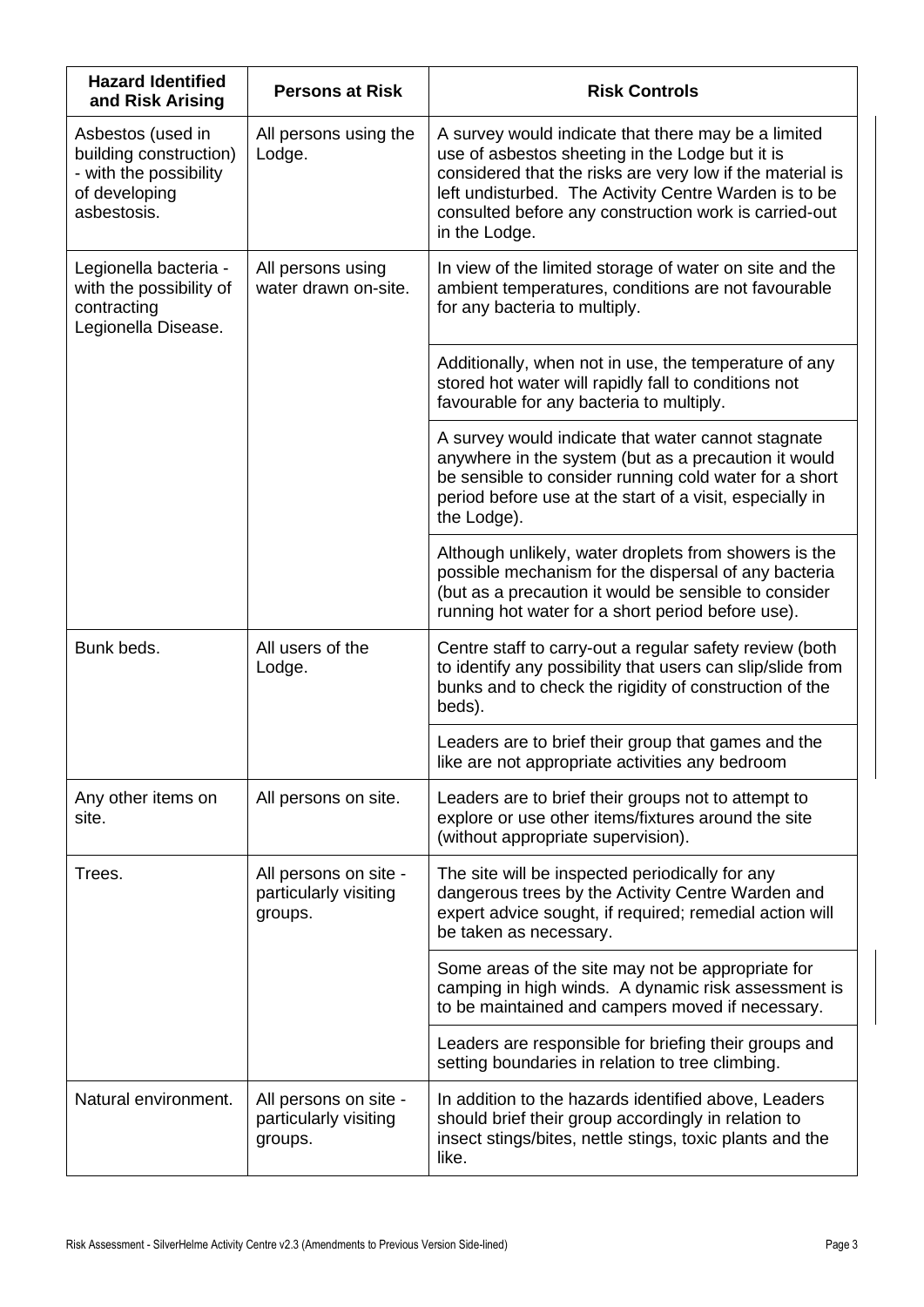| Hazard Identified and Risk Arising | Persons at Risk | Risk Controls |
|---|---|---|
| Asbestos (used in building construction) - with the possibility of developing asbestosis. | All persons using the Lodge. | A survey would indicate that there may be a limited use of asbestos sheeting in the Lodge but it is considered that the risks are very low if the material is left undisturbed. The Activity Centre Warden is to be consulted before any construction work is carried-out in the Lodge. |
| Legionella bacteria - with the possibility of contracting Legionella Disease. | All persons using water drawn on-site. | In view of the limited storage of water on site and the ambient temperatures, conditions are not favourable for any bacteria to multiply. |
| | | Additionally, when not in use, the temperature of any stored hot water will rapidly fall to conditions not favourable for any bacteria to multiply. |
| | | A survey would indicate that water cannot stagnate anywhere in the system (but as a precaution it would be sensible to consider running cold water for a short period before use at the start of a visit, especially in the Lodge). |
| | | Although unlikely, water droplets from showers is the possible mechanism for the dispersal of any bacteria (but as a precaution it would be sensible to consider running hot water for a short period before use). |
| Bunk beds. | All users of the Lodge. | Centre staff to carry-out a regular safety review (both to identify any possibility that users can slip/slide from bunks and to check the rigidity of construction of the beds). |
| | | Leaders are to brief their group that games and the like are not appropriate activities any bedroom |
| Any other items on site. | All persons on site. | Leaders are to brief their groups not to attempt to explore or use other items/fixtures around the site (without appropriate supervision). |
| Trees. | All persons on site - particularly visiting groups. | The site will be inspected periodically for any dangerous trees by the Activity Centre Warden and expert advice sought, if required; remedial action will be taken as necessary. |
| | | Some areas of the site may not be appropriate for camping in high winds. A dynamic risk assessment is to be maintained and campers moved if necessary. |
| | | Leaders are responsible for briefing their groups and setting boundaries in relation to tree climbing. |
| Natural environment. | All persons on site - particularly visiting groups. | In addition to the hazards identified above, Leaders should brief their group accordingly in relation to insect stings/bites, nettle stings, toxic plants and the like. |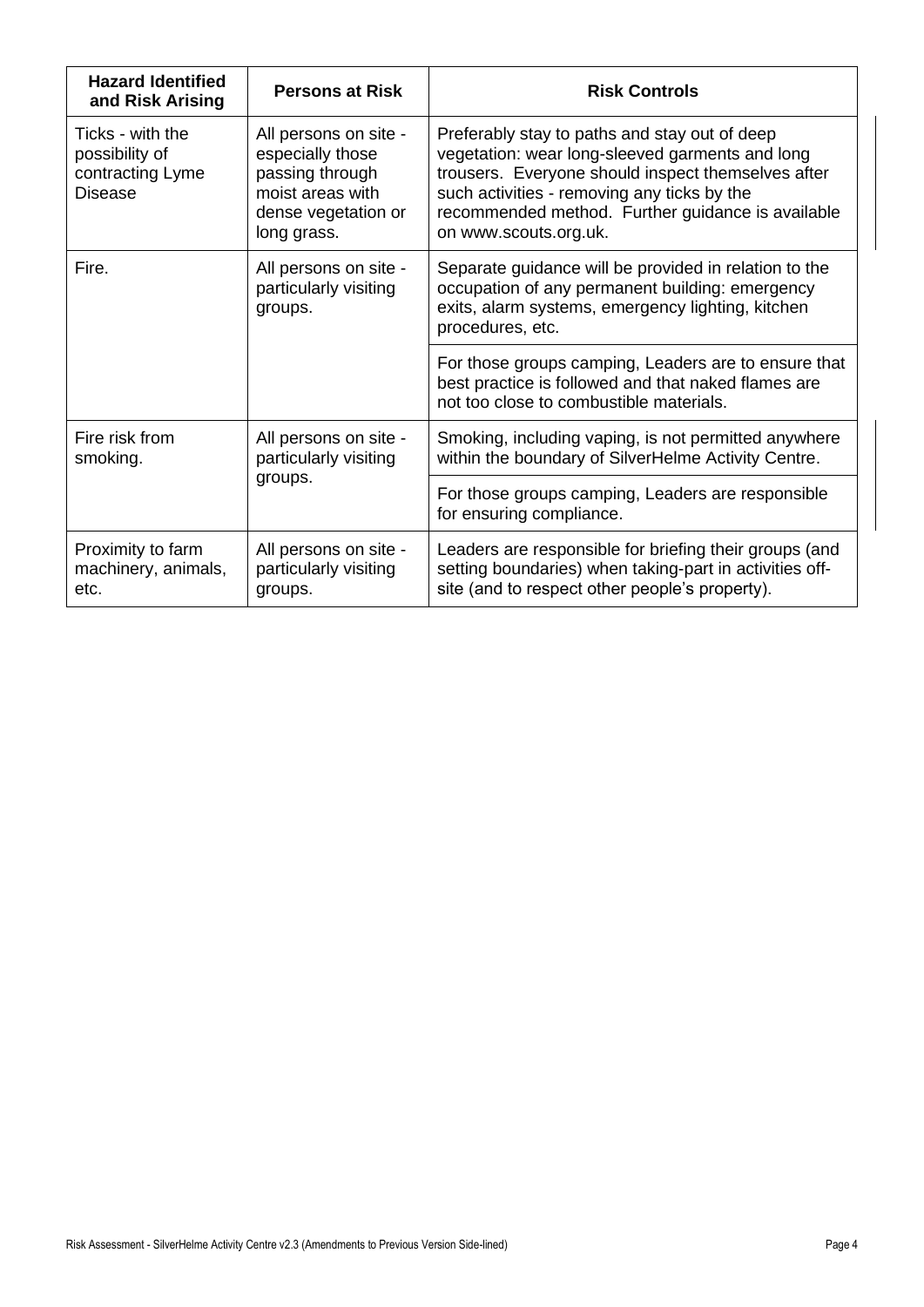| Hazard Identified and Risk Arising | Persons at Risk | Risk Controls |
|---|---|---|
| Ticks - with the possibility of contracting Lyme Disease | All persons on site - especially those passing through moist areas with dense vegetation or long grass. | Preferably stay to paths and stay out of deep vegetation: wear long-sleeved garments and long trousers. Everyone should inspect themselves after such activities - removing any ticks by the recommended method. Further guidance is available on www.scouts.org.uk. |
| Fire. | All persons on site - particularly visiting groups. | Separate guidance will be provided in relation to the occupation of any permanent building: emergency exits, alarm systems, emergency lighting, kitchen procedures, etc. |
| | | For those groups camping, Leaders are to ensure that best practice is followed and that naked flames are not too close to combustible materials. |
| Fire risk from smoking. | All persons on site - particularly visiting groups. | Smoking, including vaping, is not permitted anywhere within the boundary of SilverHelme Activity Centre. |
| | | For those groups camping, Leaders are responsible for ensuring compliance. |
| Proximity to farm machinery, animals, etc. | All persons on site - particularly visiting groups. | Leaders are responsible for briefing their groups (and setting boundaries) when taking-part in activities off-site (and to respect other people's property). |